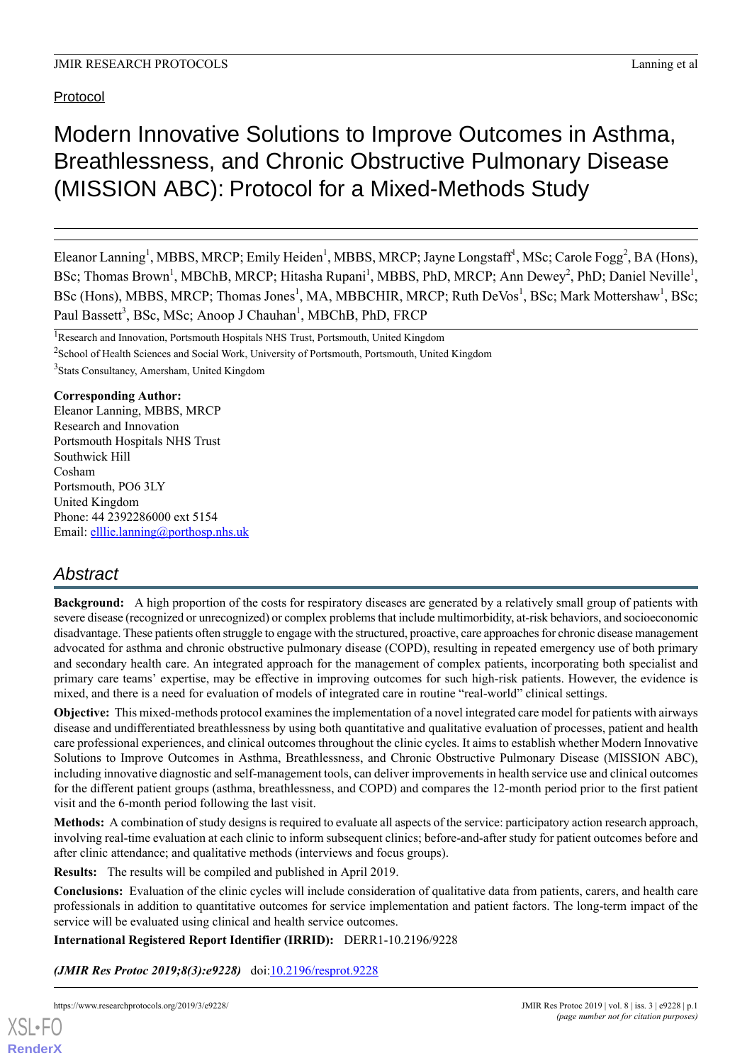Protocol

# Modern Innovative Solutions to Improve Outcomes in Asthma, Breathlessness, and Chronic Obstructive Pulmonary Disease (MISSION ABC): Protocol for a Mixed-Methods Study

Eleanor Lanning[1], MBBS, MRCP; Emily Heiden[1], MBBS, MRCP; Jayne Longstaff[1], MSc; Carole Fogg[2], BA (Hons), BSc; Thomas Brown[1], MBChB, MRCP; Hitasha Rupani[1], MBBS, PhD, MRCP; Ann Dewey[2], PhD; Daniel Neville[1], BSc (Hons), MBBS, MRCP; Thomas Jones[1], MA, MBBCHIR, MRCP; Ruth DeVos[1], BSc; Mark Mottershaw[1], BSc; Paul Bassett[3], BSc, MSc; Anoop J Chauhan[1], MBChB, PhD, FRCP

[1]Research and Innovation, Portsmouth Hospitals NHS Trust, Portsmouth, United Kingdom

[2]School of Health Sciences and Social Work, University of Portsmouth, Portsmouth, United Kingdom

[3]Stats Consultancy, Amersham, United Kingdom

**Corresponding Author:**
Eleanor Lanning, MBBS, MRCP
Research and Innovation
Portsmouth Hospitals NHS Trust
Southwick Hill
Cosham
Portsmouth, PO6 3LY
United Kingdom
Phone: 44 2392286000 ext 5154
Email: elllie.lanning@porthosp.nhs.uk

## Abstract

**Background:** A high proportion of the costs for respiratory diseases are generated by a relatively small group of patients with severe disease (recognized or unrecognized) or complex problems that include multimorbidity, at-risk behaviors, and socioeconomic disadvantage. These patients often struggle to cope with the structured, proactive, care approaches for chronic disease management advocated for asthma and chronic obstructive pulmonary disease (COPD), resulting in repeated emergency use of both primary and secondary health care. An integrated approach for the management of complex patients, incorporating both specialist and primary care teams' expertise, may be effective in improving outcomes for such high-risk patients. However, the evidence is mixed, and there is a need for evaluation of models of integrated care in routine "real-world" clinical settings.

**Objective:** This mixed-methods protocol examines the implementation of a novel integrated care model for patients with airways disease and undifferentiated breathlessness by using both quantitative and qualitative evaluation of processes, patient and health care professional experiences, and clinical outcomes throughout the clinic cycles. It aims to establish whether Modern Innovative Solutions to Improve Outcomes in Asthma, Breathlessness, and Chronic Obstructive Pulmonary Disease (MISSION ABC), including innovative diagnostic and self-management tools, can deliver improvements in health service use and clinical outcomes for the different patient groups (asthma, breathlessness, and COPD) and compares the 12-month period prior to the first patient visit and the 6-month period following the last visit.

**Methods:** A combination of study designs is required to evaluate all aspects of the service: participatory action research approach, involving real-time evaluation at each clinic to inform subsequent clinics; before-and-after study for patient outcomes before and after clinic attendance; and qualitative methods (interviews and focus groups).

**Results:** The results will be compiled and published in April 2019.

**Conclusions:** Evaluation of the clinic cycles will include consideration of qualitative data from patients, carers, and health care professionals in addition to quantitative outcomes for service implementation and patient factors. The long-term impact of the service will be evaluated using clinical and health service outcomes.

**International Registered Report Identifier (IRRID):** DERR1-10.2196/9228

***(JMIR Res Protoc 2019;8(3):e9228)*** doi:10.2196/resprot.9228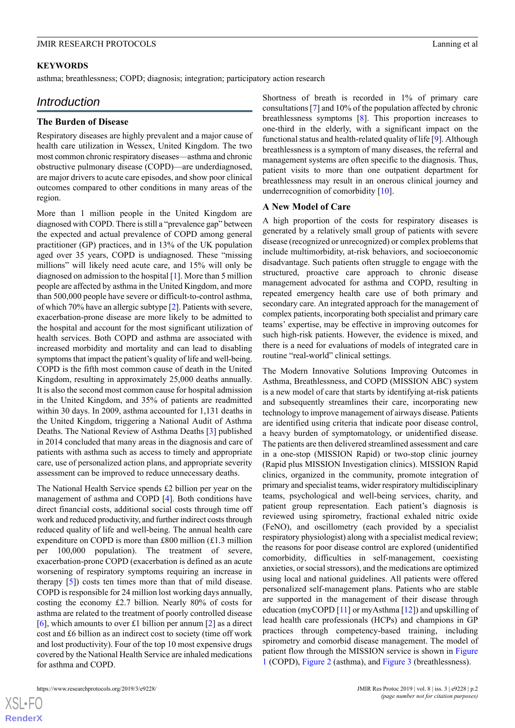## KEYWORDS

asthma; breathlessness; COPD; diagnosis; integration; participatory action research

# Introduction

## The Burden of Disease

Respiratory diseases are highly prevalent and a major cause of health care utilization in Wessex, United Kingdom. The two most common chronic respiratory diseases—asthma and chronic obstructive pulmonary disease (COPD)—are underdiagnosed, are major drivers to acute care episodes, and show poor clinical outcomes compared to other conditions in many areas of the region.

More than 1 million people in the United Kingdom are diagnosed with COPD. There is still a "prevalence gap" between the expected and actual prevalence of COPD among general practitioner (GP) practices, and in 13% of the UK population aged over 35 years, COPD is undiagnosed. These "missing millions" will likely need acute care, and 15% will only be diagnosed on admission to the hospital [1]. More than 5 million people are affected by asthma in the United Kingdom, and more than 500,000 people have severe or difficult-to-control asthma, of which 70% have an allergic subtype [2]. Patients with severe, exacerbation-prone disease are more likely to be admitted to the hospital and account for the most significant utilization of health services. Both COPD and asthma are associated with increased morbidity and mortality and can lead to disabling symptoms that impact the patient's quality of life and well-being. COPD is the fifth most common cause of death in the United Kingdom, resulting in approximately 25,000 deaths annually. It is also the second most common cause for hospital admission in the United Kingdom, and 35% of patients are readmitted within 30 days. In 2009, asthma accounted for 1,131 deaths in the United Kingdom, triggering a National Audit of Asthma Deaths. The National Review of Asthma Deaths [3] published in 2014 concluded that many areas in the diagnosis and care of patients with asthma such as access to timely and appropriate care, use of personalized action plans, and appropriate severity assessment can be improved to reduce unnecessary deaths.

The National Health Service spends £2 billion per year on the management of asthma and COPD [4]. Both conditions have direct financial costs, additional social costs through time off work and reduced productivity, and further indirect costs through reduced quality of life and well-being. The annual health care expenditure on COPD is more than £800 million (£1.3 million per 100,000 population). The treatment of severe, exacerbation-prone COPD (exacerbation is defined as an acute worsening of respiratory symptoms requiring an increase in therapy [5]) costs ten times more than that of mild disease. COPD is responsible for 24 million lost working days annually, costing the economy £2.7 billion. Nearly 80% of costs for asthma are related to the treatment of poorly controlled disease [6], which amounts to over £1 billion per annum [2] as a direct cost and £6 billion as an indirect cost to society (time off work and lost productivity). Four of the top 10 most expensive drugs covered by the National Health Service are inhaled medications for asthma and COPD.

Shortness of breath is recorded in 1% of primary care consultations [7] and 10% of the population affected by chronic breathlessness symptoms [8]. This proportion increases to one-third in the elderly, with a significant impact on the functional status and health-related quality of life [9]. Although breathlessness is a symptom of many diseases, the referral and management systems are often specific to the diagnosis. Thus, patient visits to more than one outpatient department for breathlessness may result in an onerous clinical journey and underrecognition of comorbidity [10].

## A New Model of Care

A high proportion of the costs for respiratory diseases is generated by a relatively small group of patients with severe disease (recognized or unrecognized) or complex problems that include multimorbidity, at-risk behaviors, and socioeconomic disadvantage. Such patients often struggle to engage with the structured, proactive care approach to chronic disease management advocated for asthma and COPD, resulting in repeated emergency health care use of both primary and secondary care. An integrated approach for the management of complex patients, incorporating both specialist and primary care teams' expertise, may be effective in improving outcomes for such high-risk patients. However, the evidence is mixed, and there is a need for evaluations of models of integrated care in routine "real-world" clinical settings.

The Modern Innovative Solutions Improving Outcomes in Asthma, Breathlessness, and COPD (MISSION ABC) system is a new model of care that starts by identifying at-risk patients and subsequently streamlines their care, incorporating new technology to improve management of airways disease. Patients are identified using criteria that indicate poor disease control, a heavy burden of symptomatology, or unidentified disease. The patients are then delivered streamlined assessment and care in a one-stop (MISSION Rapid) or two-stop clinic journey (Rapid plus MISSION Investigation clinics). MISSION Rapid clinics, organized in the community, promote integration of primary and specialist teams, wider respiratory multidisciplinary teams, psychological and well-being services, charity, and patient group representation. Each patient's diagnosis is reviewed using spirometry, fractional exhaled nitric oxide (FeNO), and oscillometry (each provided by a specialist respiratory physiologist) along with a specialist medical review; the reasons for poor disease control are explored (unidentified comorbidity, difficulties in self-management, coexisting anxieties, or social stressors), and the medications are optimized using local and national guidelines. All patients were offered personalized self-management plans. Patients who are stable are supported in the management of their disease through education (myCOPD [11] or myAsthma [12]) and upskilling of lead health care professionals (HCPs) and champions in GP practices through competency-based training, including spirometry and comorbid disease management. The model of patient flow through the MISSION service is shown in Figure 1 (COPD), Figure 2 (asthma), and Figure 3 (breathlessness).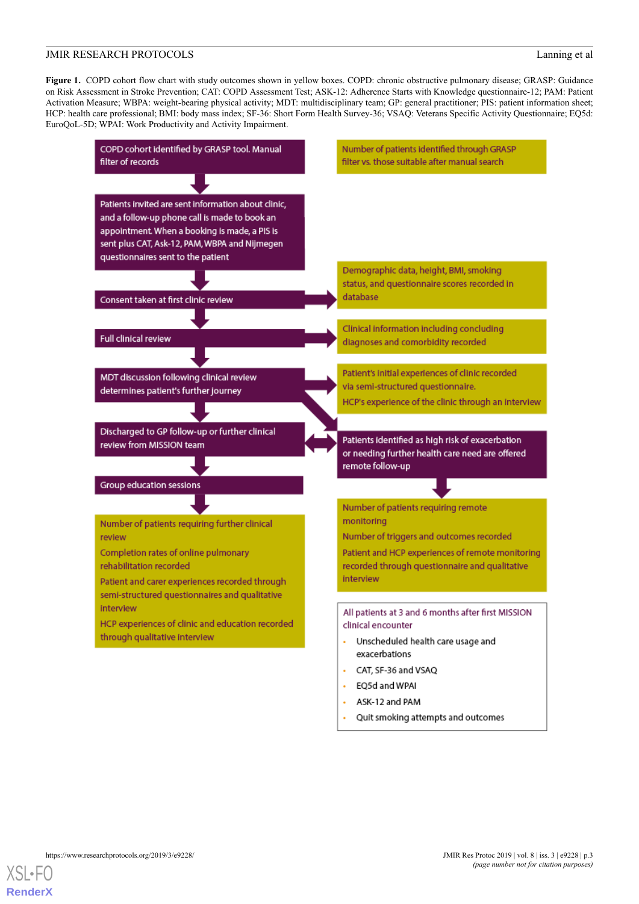**Figure 1.** COPD cohort flow chart with study outcomes shown in yellow boxes. COPD: chronic obstructive pulmonary disease; GRASP: Guidance on Risk Assessment in Stroke Prevention; CAT: COPD Assessment Test; ASK-12: Adherence Starts with Knowledge questionnaire-12; PAM: Patient Activation Measure; WBPA: weight-bearing physical activity; MDT: multidisciplinary team; GP: general practitioner; PIS: patient information sheet; HCP: health care professional; BMI: body mass index; SF-36: Short Form Health Survey-36; VSAQ: Veterans Specific Activity Questionnaire; EQ5d: EuroQoL-5D; WPAI: Work Productivity and Activity Impairment.

COPD cohort identified by GRASP tool. Manual filter of records

Number of patients identified through GRASP filter vs. those suitable after manual search

Patients invited are sent information about clinic, and a follow-up phone call is made to book an appointment. When a booking is made, a PIS is sent plus CAT, Ask-12, PAM, WBPA and Nijmegen questionnaires sent to the patient

Consent taken at first clinic review

Demographic data, height, BMI, smoking status, and questionnaire scores recorded in database

Full clinical review

Clinical information including concluding diagnoses and comorbidity recorded

MDT discussion following clinical review determines patient's further journey

Patient's initial experiences of clinic recorded via semi-structured questionnaire.

HCP's experience of the clinic through an interview

Discharged to GP follow-up or further clinical review from MISSION team

Patients identified as high risk of exacerbation or needing further health care need are offered remote follow-up

Group education sessions

Number of patients requiring further clinical review

Completion rates of online pulmonary rehabilitation recorded

Patient and carer experiences recorded through semi-structured questionnaires and qualitative interview

HCP experiences of clinic and education recorded through qualitative interview

Number of patients requiring remote monitoring

Number of triggers and outcomes recorded

Patient and HCP experiences of remote monitoring recorded through questionnaire and qualitative interview

All patients at 3 and 6 months after first MISSION clinical encounter

- Unscheduled health care usage and exacerbations
- CAT, SF-36 and VSAQ
- EQ5d and WPAI
- ASK-12 and PAM
- Quit smoking attempts and outcomes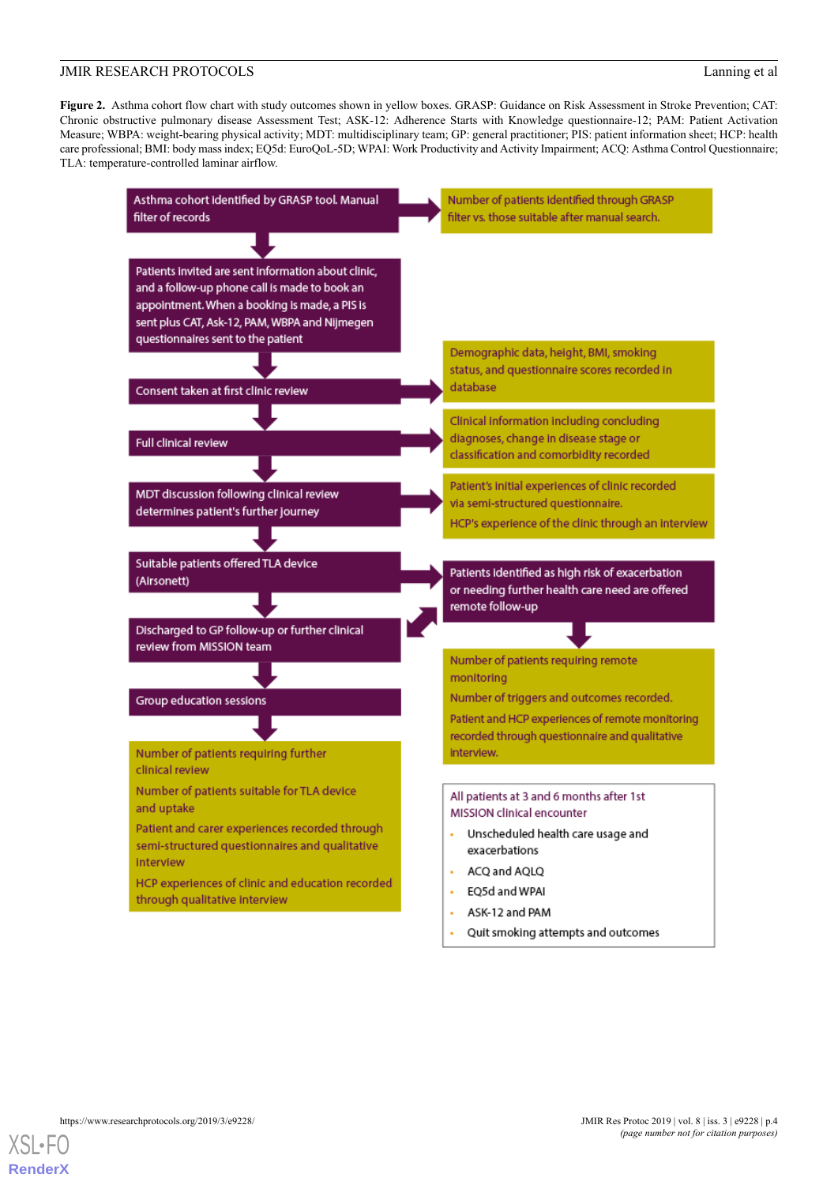**Figure 2.** Asthma cohort flow chart with study outcomes shown in yellow boxes. GRASP: Guidance on Risk Assessment in Stroke Prevention; CAT: Chronic obstructive pulmonary disease Assessment Test; ASK-12: Adherence Starts with Knowledge questionnaire-12; PAM: Patient Activation Measure; WBPA: weight-bearing physical activity; MDT: multidisciplinary team; GP: general practitioner; PIS: patient information sheet; HCP: health care professional; BMI: body mass index; EQ5d: EuroQoL-5D; WPAI: Work Productivity and Activity Impairment; ACQ: Asthma Control Questionnaire; TLA: temperature-controlled laminar airflow.

Asthma cohort identified by GRASP tool. Manual filter of records → Number of patients identified through GRASP filter vs. those suitable after manual search.

Patients invited are sent information about clinic, and a follow-up phone call is made to book an appointment. When a booking is made, a PIS is sent plus CAT, Ask-12, PAM, WBPA and Nijmegen questionnaires sent to the patient

Consent taken at first clinic review → Demographic data, height, BMI, smoking status, and questionnaire scores recorded in database

Full clinical review → Clinical information including concluding diagnoses, change in disease stage or classification and comorbidity recorded

MDT discussion following clinical review determines patient's further journey → Patient's initial experiences of clinic recorded via semi-structured questionnaire. HCP's experience of the clinic through an interview

Suitable patients offered TLA device (Airsonett) → Patients identified as high risk of exacerbation or needing further health care need are offered remote follow-up → Number of patients requiring remote monitoring. Number of triggers and outcomes recorded. Patient and HCP experiences of remote monitoring recorded through questionnaire and qualitative interview.

Discharged to GP follow-up or further clinical review from MISSION team

Group education sessions

Number of patients requiring further clinical review
Number of patients suitable for TLA device and uptake
Patient and carer experiences recorded through semi-structured questionnaires and qualitative interview
HCP experiences of clinic and education recorded through qualitative interview

All patients at 3 and 6 months after 1st MISSION clinical encounter

- Unscheduled health care usage and exacerbations
- ACQ and AQLQ
- EQ5d and WPAI
- ASK-12 and PAM
- Quit smoking attempts and outcomes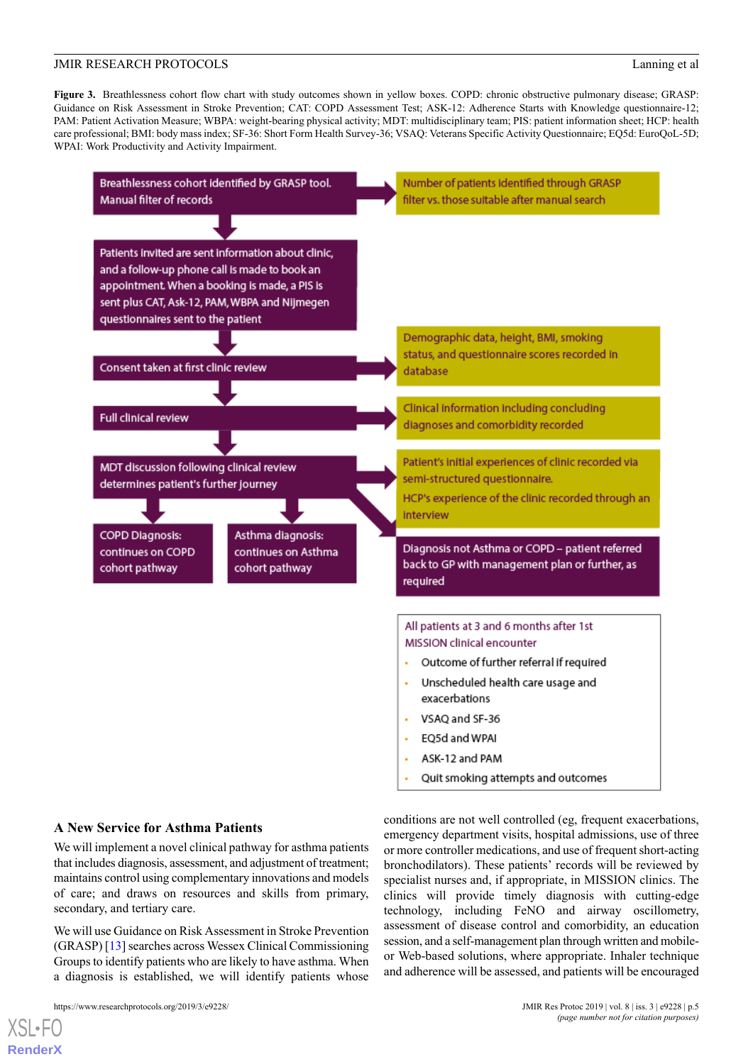**Figure 3.** Breathlessness cohort flow chart with study outcomes shown in yellow boxes. COPD: chronic obstructive pulmonary disease; GRASP: Guidance on Risk Assessment in Stroke Prevention; CAT: COPD Assessment Test; ASK-12: Adherence Starts with Knowledge questionnaire-12; PAM: Patient Activation Measure; WBPA: weight-bearing physical activity; MDT: multidisciplinary team; PIS: patient information sheet; HCP: health care professional; BMI: body mass index; SF-36: Short Form Health Survey-36; VSAQ: Veterans Specific Activity Questionnaire; EQ5d: EuroQoL-5D; WPAI: Work Productivity and Activity Impairment.

Breathlessness cohort identified by GRASP tool. Manual filter of records

Number of patients identified through GRASP filter vs. those suitable after manual search

Patients invited are sent information about clinic, and a follow-up phone call is made to book an appointment. When a booking is made, a PIS is sent plus CAT, Ask-12, PAM, WBPA and Nijmegen questionnaires sent to the patient

Consent taken at first clinic review

Demographic data, height, BMI, smoking status, and questionnaire scores recorded in database

Full clinical review

Clinical information including concluding diagnoses and comorbidity recorded

MDT discussion following clinical review determines patient's further journey

Patient's initial experiences of clinic recorded via semi-structured questionnaire.

HCP's experience of the clinic recorded through an interview

COPD Diagnosis: continues on COPD cohort pathway

Asthma diagnosis: continues on Asthma cohort pathway

Diagnosis not Asthma or COPD – patient referred back to GP with management plan or further, as required

All patients at 3 and 6 months after 1st MISSION clinical encounter

- Outcome of further referral if required
- Unscheduled health care usage and exacerbations
- VSAQ and SF-36
- EQ5d and WPAI
- ASK-12 and PAM
- Quit smoking attempts and outcomes

### A New Service for Asthma Patients

We will implement a novel clinical pathway for asthma patients that includes diagnosis, assessment, and adjustment of treatment; maintains control using complementary innovations and models of care; and draws on resources and skills from primary, secondary, and tertiary care.

We will use Guidance on Risk Assessment in Stroke Prevention (GRASP) [13] searches across Wessex Clinical Commissioning Groups to identify patients who are likely to have asthma. When a diagnosis is established, we will identify patients whose conditions are not well controlled (eg, frequent exacerbations, emergency department visits, hospital admissions, use of three or more controller medications, and use of frequent short-acting bronchodilators). These patients' records will be reviewed by specialist nurses and, if appropriate, in MISSION clinics. The clinics will provide timely diagnosis with cutting-edge technology, including FeNO and airway oscillometry, assessment of disease control and comorbidity, an education session, and a self-management plan through written and mobile- or Web-based solutions, where appropriate. Inhaler technique and adherence will be assessed, and patients will be encouraged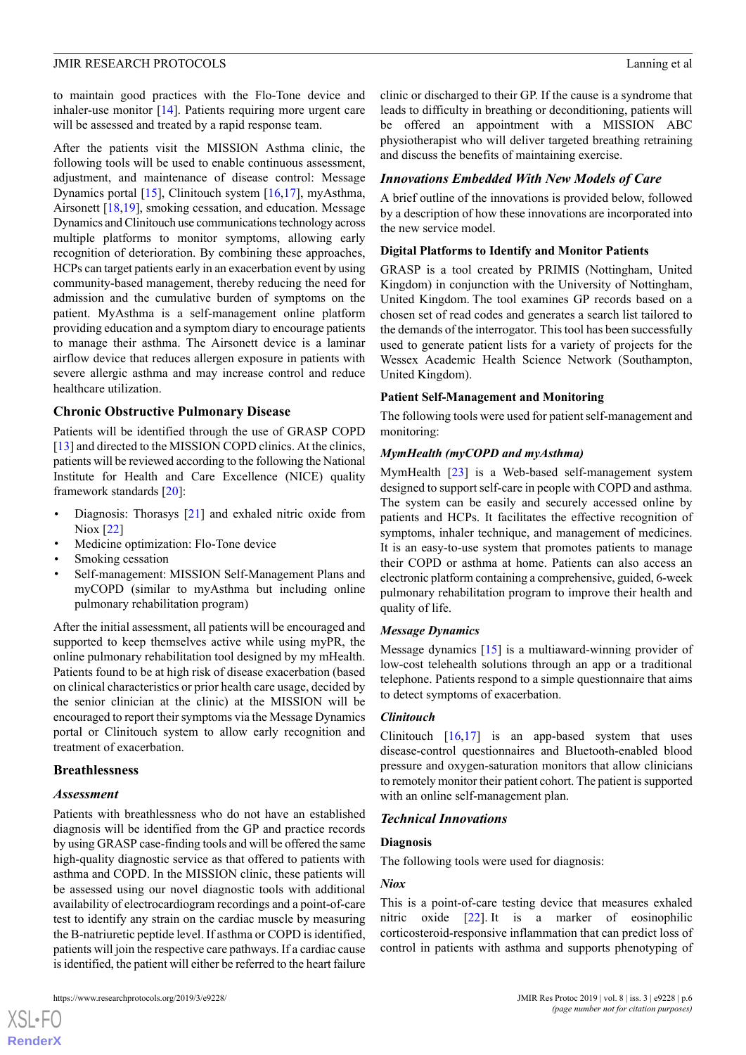to maintain good practices with the Flo-Tone device and inhaler-use monitor [14]. Patients requiring more urgent care will be assessed and treated by a rapid response team.

After the patients visit the MISSION Asthma clinic, the following tools will be used to enable continuous assessment, adjustment, and maintenance of disease control: Message Dynamics portal [15], Clinitouch system [16,17], myAsthma, Airsonett [18,19], smoking cessation, and education. Message Dynamics and Clinitouch use communications technology across multiple platforms to monitor symptoms, allowing early recognition of deterioration. By combining these approaches, HCPs can target patients early in an exacerbation event by using community-based management, thereby reducing the need for admission and the cumulative burden of symptoms on the patient. MyAsthma is a self-management online platform providing education and a symptom diary to encourage patients to manage their asthma. The Airsonett device is a laminar airflow device that reduces allergen exposure in patients with severe allergic asthma and may increase control and reduce healthcare utilization.

### Chronic Obstructive Pulmonary Disease

Patients will be identified through the use of GRASP COPD [13] and directed to the MISSION COPD clinics. At the clinics, patients will be reviewed according to the following the National Institute for Health and Care Excellence (NICE) quality framework standards [20]:

- Diagnosis: Thorasys [21] and exhaled nitric oxide from Niox [22]
- Medicine optimization: Flo-Tone device
- Smoking cessation
- Self-management: MISSION Self-Management Plans and myCOPD (similar to myAsthma but including online pulmonary rehabilitation program)

After the initial assessment, all patients will be encouraged and supported to keep themselves active while using myPR, the online pulmonary rehabilitation tool designed by my mHealth. Patients found to be at high risk of disease exacerbation (based on clinical characteristics or prior health care usage, decided by the senior clinician at the clinic) at the MISSION will be encouraged to report their symptoms via the Message Dynamics portal or Clinitouch system to allow early recognition and treatment of exacerbation.

### Breathlessness

#### *Assessment*

Patients with breathlessness who do not have an established diagnosis will be identified from the GP and practice records by using GRASP case-finding tools and will be offered the same high-quality diagnostic service as that offered to patients with asthma and COPD. In the MISSION clinic, these patients will be assessed using our novel diagnostic tools with additional availability of electrocardiogram recordings and a point-of-care test to identify any strain on the cardiac muscle by measuring the B-natriuretic peptide level. If asthma or COPD is identified, patients will join the respective care pathways. If a cardiac cause is identified, the patient will either be referred to the heart failure clinic or discharged to their GP. If the cause is a syndrome that leads to difficulty in breathing or deconditioning, patients will be offered an appointment with a MISSION ABC physiotherapist who will deliver targeted breathing retraining and discuss the benefits of maintaining exercise.

## *Innovations Embedded With New Models of Care*

A brief outline of the innovations is provided below, followed by a description of how these innovations are incorporated into the new service model.

### Digital Platforms to Identify and Monitor Patients

GRASP is a tool created by PRIMIS (Nottingham, United Kingdom) in conjunction with the University of Nottingham, United Kingdom. The tool examines GP records based on a chosen set of read codes and generates a search list tailored to the demands of the interrogator. This tool has been successfully used to generate patient lists for a variety of projects for the Wessex Academic Health Science Network (Southampton, United Kingdom).

### Patient Self-Management and Monitoring

The following tools were used for patient self-management and monitoring:

#### *MymHealth (myCOPD and myAsthma)*

MymHealth [23] is a Web-based self-management system designed to support self-care in people with COPD and asthma. The system can be easily and securely accessed online by patients and HCPs. It facilitates the effective recognition of symptoms, inhaler technique, and management of medicines. It is an easy-to-use system that promotes patients to manage their COPD or asthma at home. Patients can also access an electronic platform containing a comprehensive, guided, 6-week pulmonary rehabilitation program to improve their health and quality of life.

#### *Message Dynamics*

Message dynamics [15] is a multiaward-winning provider of low-cost telehealth solutions through an app or a traditional telephone. Patients respond to a simple questionnaire that aims to detect symptoms of exacerbation.

#### *Clinitouch*

Clinitouch [16,17] is an app-based system that uses disease-control questionnaires and Bluetooth-enabled blood pressure and oxygen-saturation monitors that allow clinicians to remotely monitor their patient cohort. The patient is supported with an online self-management plan.

## *Technical Innovations*

### Diagnosis

The following tools were used for diagnosis:

#### *Niox*

This is a point-of-care testing device that measures exhaled nitric oxide [22]. It is a marker of eosinophilic corticosteroid-responsive inflammation that can predict loss of control in patients with asthma and supports phenotyping of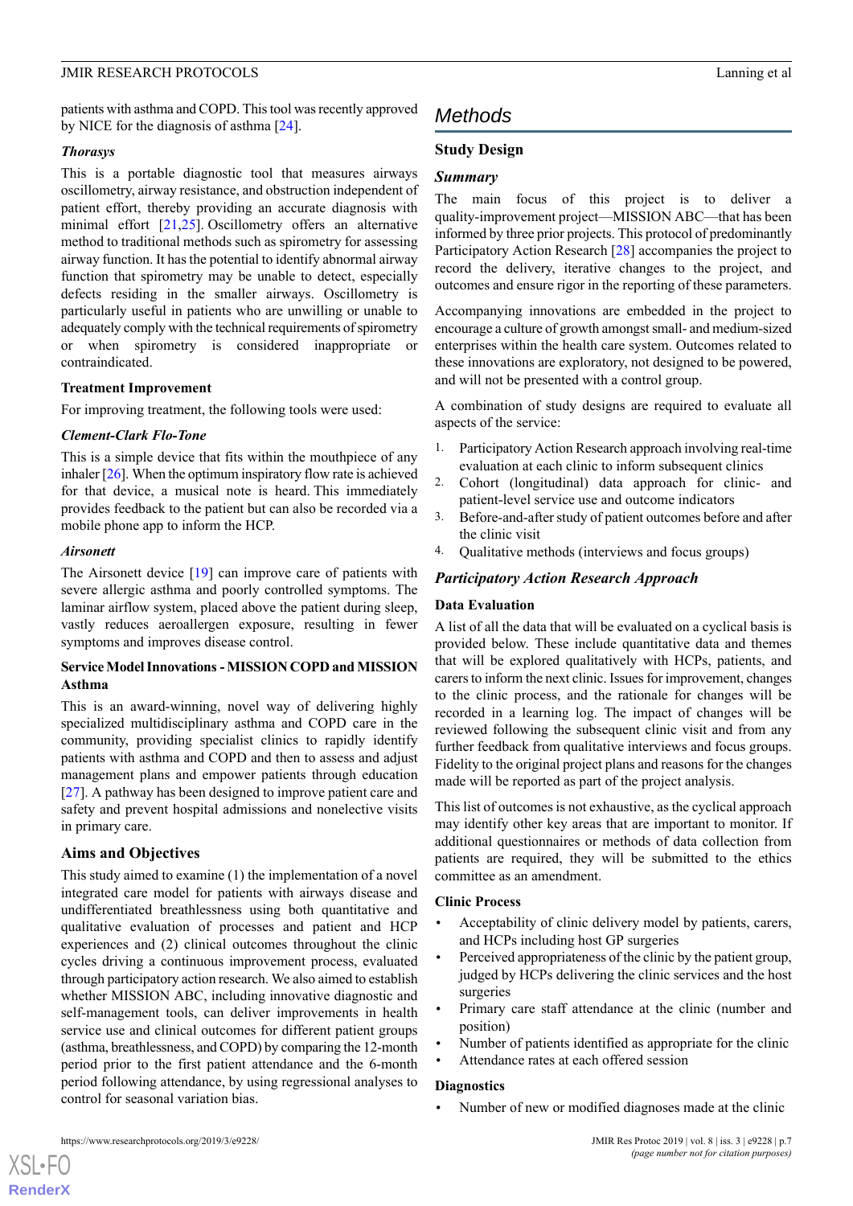patients with asthma and COPD. This tool was recently approved by NICE for the diagnosis of asthma [24].

#### *Thorasys*

This is a portable diagnostic tool that measures airways oscillometry, airway resistance, and obstruction independent of patient effort, thereby providing an accurate diagnosis with minimal effort [21,25]. Oscillometry offers an alternative method to traditional methods such as spirometry for assessing airway function. It has the potential to identify abnormal airway function that spirometry may be unable to detect, especially defects residing in the smaller airways. Oscillometry is particularly useful in patients who are unwilling or unable to adequately comply with the technical requirements of spirometry or when spirometry is considered inappropriate or contraindicated.

### Treatment Improvement

For improving treatment, the following tools were used:

#### *Clement-Clark Flo-Tone*

This is a simple device that fits within the mouthpiece of any inhaler [26]. When the optimum inspiratory flow rate is achieved for that device, a musical note is heard. This immediately provides feedback to the patient but can also be recorded via a mobile phone app to inform the HCP.

#### *Airsonett*

The Airsonett device [19] can improve care of patients with severe allergic asthma and poorly controlled symptoms. The laminar airflow system, placed above the patient during sleep, vastly reduces aeroallergen exposure, resulting in fewer symptoms and improves disease control.

### Service Model Innovations - MISSION COPD and MISSION Asthma

This is an award-winning, novel way of delivering highly specialized multidisciplinary asthma and COPD care in the community, providing specialist clinics to rapidly identify patients with asthma and COPD and then to assess and adjust management plans and empower patients through education [27]. A pathway has been designed to improve patient care and safety and prevent hospital admissions and nonelective visits in primary care.

## Aims and Objectives

This study aimed to examine (1) the implementation of a novel integrated care model for patients with airways disease and undifferentiated breathlessness using both quantitative and qualitative evaluation of processes and patient and HCP experiences and (2) clinical outcomes throughout the clinic cycles driving a continuous improvement process, evaluated through participatory action research. We also aimed to establish whether MISSION ABC, including innovative diagnostic and self-management tools, can deliver improvements in health service use and clinical outcomes for different patient groups (asthma, breathlessness, and COPD) by comparing the 12-month period prior to the first patient attendance and the 6-month period following attendance, by using regressional analyses to control for seasonal variation bias.

# Methods

## Study Design

### *Summary*

The main focus of this project is to deliver a quality-improvement project—MISSION ABC—that has been informed by three prior projects. This protocol of predominantly Participatory Action Research [28] accompanies the project to record the delivery, iterative changes to the project, and outcomes and ensure rigor in the reporting of these parameters.

Accompanying innovations are embedded in the project to encourage a culture of growth amongst small- and medium-sized enterprises within the health care system. Outcomes related to these innovations are exploratory, not designed to be powered, and will not be presented with a control group.

A combination of study designs are required to evaluate all aspects of the service:

1. Participatory Action Research approach involving real-time evaluation at each clinic to inform subsequent clinics
2. Cohort (longitudinal) data approach for clinic- and patient-level service use and outcome indicators
3. Before-and-after study of patient outcomes before and after the clinic visit
4. Qualitative methods (interviews and focus groups)

### *Participatory Action Research Approach*

#### Data Evaluation

A list of all the data that will be evaluated on a cyclical basis is provided below. These include quantitative data and themes that will be explored qualitatively with HCPs, patients, and carers to inform the next clinic. Issues for improvement, changes to the clinic process, and the rationale for changes will be recorded in a learning log. The impact of changes will be reviewed following the subsequent clinic visit and from any further feedback from qualitative interviews and focus groups. Fidelity to the original project plans and reasons for the changes made will be reported as part of the project analysis.

This list of outcomes is not exhaustive, as the cyclical approach may identify other key areas that are important to monitor. If additional questionnaires or methods of data collection from patients are required, they will be submitted to the ethics committee as an amendment.

#### Clinic Process

- Acceptability of clinic delivery model by patients, carers, and HCPs including host GP surgeries
- Perceived appropriateness of the clinic by the patient group, judged by HCPs delivering the clinic services and the host surgeries
- Primary care staff attendance at the clinic (number and position)
- Number of patients identified as appropriate for the clinic
- Attendance rates at each offered session

#### Diagnostics

- Number of new or modified diagnoses made at the clinic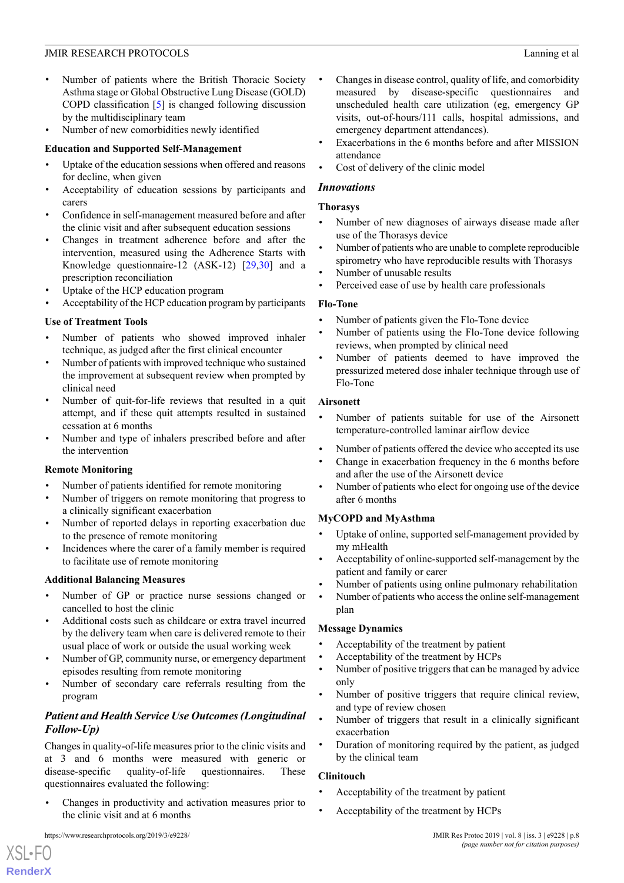- Number of patients where the British Thoracic Society Asthma stage or Global Obstructive Lung Disease (GOLD) COPD classification [5] is changed following discussion by the multidisciplinary team
- Number of new comorbidities newly identified

### Education and Supported Self-Management

- Uptake of the education sessions when offered and reasons for decline, when given
- Acceptability of education sessions by participants and carers
- Confidence in self-management measured before and after the clinic visit and after subsequent education sessions
- Changes in treatment adherence before and after the intervention, measured using the Adherence Starts with Knowledge questionnaire-12 (ASK-12) [29,30] and a prescription reconciliation
- Uptake of the HCP education program
- Acceptability of the HCP education program by participants

### Use of Treatment Tools

- Number of patients who showed improved inhaler technique, as judged after the first clinical encounter
- Number of patients with improved technique who sustained the improvement at subsequent review when prompted by clinical need
- Number of quit-for-life reviews that resulted in a quit attempt, and if these quit attempts resulted in sustained cessation at 6 months
- Number and type of inhalers prescribed before and after the intervention

### Remote Monitoring

- Number of patients identified for remote monitoring
- Number of triggers on remote monitoring that progress to a clinically significant exacerbation
- Number of reported delays in reporting exacerbation due to the presence of remote monitoring
- Incidences where the carer of a family member is required to facilitate use of remote monitoring

### Additional Balancing Measures

- Number of GP or practice nurse sessions changed or cancelled to host the clinic
- Additional costs such as childcare or extra travel incurred by the delivery team when care is delivered remote to their usual place of work or outside the usual working week
- Number of GP, community nurse, or emergency department episodes resulting from remote monitoring
- Number of secondary care referrals resulting from the program

## *Patient and Health Service Use Outcomes (Longitudinal Follow-Up)*

Changes in quality-of-life measures prior to the clinic visits and at 3 and 6 months were measured with generic or disease-specific quality-of-life questionnaires. These questionnaires evaluated the following:

- Changes in productivity and activation measures prior to the clinic visit and at 6 months
- Changes in disease control, quality of life, and comorbidity measured by disease-specific questionnaires and unscheduled health care utilization (eg, emergency GP visits, out-of-hours/111 calls, hospital admissions, and emergency department attendances).
- Exacerbations in the 6 months before and after MISSION attendance
- Cost of delivery of the clinic model

## *Innovations*

### Thorasys

- Number of new diagnoses of airways disease made after use of the Thorasys device
- Number of patients who are unable to complete reproducible spirometry who have reproducible results with Thorasys
- Number of unusable results
- Perceived ease of use by health care professionals

### Flo-Tone

- Number of patients given the Flo-Tone device
- Number of patients using the Flo-Tone device following reviews, when prompted by clinical need
- Number of patients deemed to have improved the pressurized metered dose inhaler technique through use of Flo-Tone

### Airsonett

- Number of patients suitable for use of the Airsonett temperature-controlled laminar airflow device
- Number of patients offered the device who accepted its use
- Change in exacerbation frequency in the 6 months before and after the use of the Airsonett device
- Number of patients who elect for ongoing use of the device after 6 months

### MyCOPD and MyAsthma

- Uptake of online, supported self-management provided by my mHealth
- Acceptability of online-supported self-management by the patient and family or carer
- Number of patients using online pulmonary rehabilitation
- Number of patients who access the online self-management plan

### Message Dynamics

- Acceptability of the treatment by patient
- Acceptability of the treatment by HCPs
- Number of positive triggers that can be managed by advice only
- Number of positive triggers that require clinical review, and type of review chosen
- Number of triggers that result in a clinically significant exacerbation
- Duration of monitoring required by the patient, as judged by the clinical team

### Clinitouch

- Acceptability of the treatment by patient
- Acceptability of the treatment by HCPs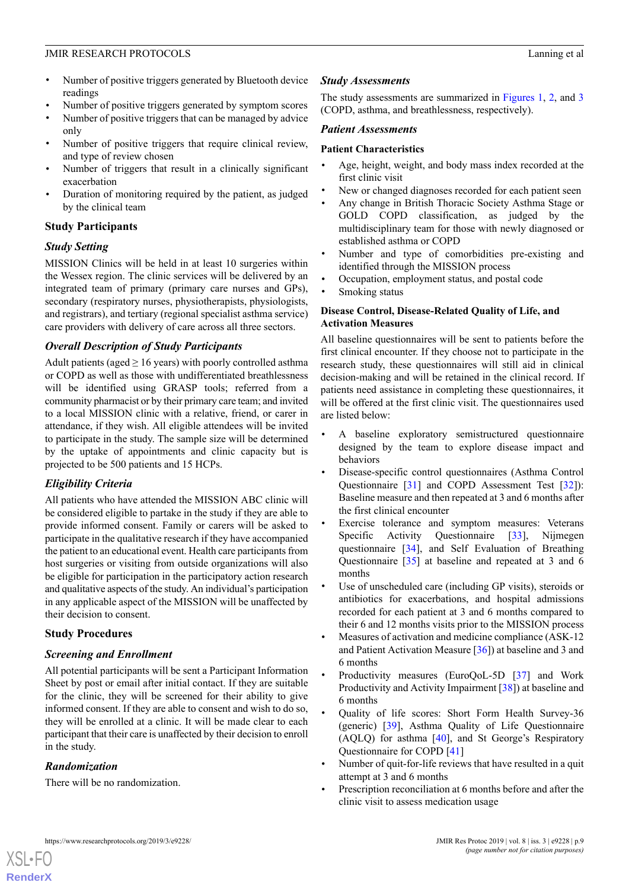- Number of positive triggers generated by Bluetooth device readings
- Number of positive triggers generated by symptom scores
- Number of positive triggers that can be managed by advice only
- Number of positive triggers that require clinical review, and type of review chosen
- Number of triggers that result in a clinically significant exacerbation
- Duration of monitoring required by the patient, as judged by the clinical team

## Study Participants

### *Study Setting*

MISSION Clinics will be held in at least 10 surgeries within the Wessex region. The clinic services will be delivered by an integrated team of primary (primary care nurses and GPs), secondary (respiratory nurses, physiotherapists, physiologists, and registrars), and tertiary (regional specialist asthma service) care providers with delivery of care across all three sectors.

### *Overall Description of Study Participants*

Adult patients (aged ≥ 16 years) with poorly controlled asthma or COPD as well as those with undifferentiated breathlessness will be identified using GRASP tools; referred from a community pharmacist or by their primary care team; and invited to a local MISSION clinic with a relative, friend, or carer in attendance, if they wish. All eligible attendees will be invited to participate in the study. The sample size will be determined by the uptake of appointments and clinic capacity but is projected to be 500 patients and 15 HCPs.

### *Eligibility Criteria*

All patients who have attended the MISSION ABC clinic will be considered eligible to partake in the study if they are able to provide informed consent. Family or carers will be asked to participate in the qualitative research if they have accompanied the patient to an educational event. Health care participants from host surgeries or visiting from outside organizations will also be eligible for participation in the participatory action research and qualitative aspects of the study. An individual's participation in any applicable aspect of the MISSION will be unaffected by their decision to consent.

## Study Procedures

### *Screening and Enrollment*

All potential participants will be sent a Participant Information Sheet by post or email after initial contact. If they are suitable for the clinic, they will be screened for their ability to give informed consent. If they are able to consent and wish to do so, they will be enrolled at a clinic. It will be made clear to each participant that their care is unaffected by their decision to enroll in the study.

### *Randomization*

There will be no randomization.

### *Study Assessments*

The study assessments are summarized in Figures 1, 2, and 3 (COPD, asthma, and breathlessness, respectively).

### *Patient Assessments*

#### Patient Characteristics

- Age, height, weight, and body mass index recorded at the first clinic visit
- New or changed diagnoses recorded for each patient seen
- Any change in British Thoracic Society Asthma Stage or GOLD COPD classification, as judged by the multidisciplinary team for those with newly diagnosed or established asthma or COPD
- Number and type of comorbidities pre-existing and identified through the MISSION process
- Occupation, employment status, and postal code
- Smoking status

#### Disease Control, Disease-Related Quality of Life, and Activation Measures

All baseline questionnaires will be sent to patients before the first clinical encounter. If they choose not to participate in the research study, these questionnaires will still aid in clinical decision-making and will be retained in the clinical record. If patients need assistance in completing these questionnaires, it will be offered at the first clinic visit. The questionnaires used are listed below:

- A baseline exploratory semistructured questionnaire designed by the team to explore disease impact and behaviors
- Disease-specific control questionnaires (Asthma Control Questionnaire [31] and COPD Assessment Test [32]): Baseline measure and then repeated at 3 and 6 months after the first clinical encounter
- Exercise tolerance and symptom measures: Veterans Specific Activity Questionnaire [33], Nijmegen questionnaire [34], and Self Evaluation of Breathing Questionnaire [35] at baseline and repeated at 3 and 6 months
- Use of unscheduled care (including GP visits), steroids or antibiotics for exacerbations, and hospital admissions recorded for each patient at 3 and 6 months compared to their 6 and 12 months visits prior to the MISSION process
- Measures of activation and medicine compliance (ASK-12 and Patient Activation Measure [36]) at baseline and 3 and 6 months
- Productivity measures (EuroQoL-5D [37] and Work Productivity and Activity Impairment [38]) at baseline and 6 months
- Quality of life scores: Short Form Health Survey-36 (generic) [39], Asthma Quality of Life Questionnaire (AQLQ) for asthma [40], and St George's Respiratory Questionnaire for COPD [41]
- Number of quit-for-life reviews that have resulted in a quit attempt at 3 and 6 months
- Prescription reconciliation at 6 months before and after the clinic visit to assess medication usage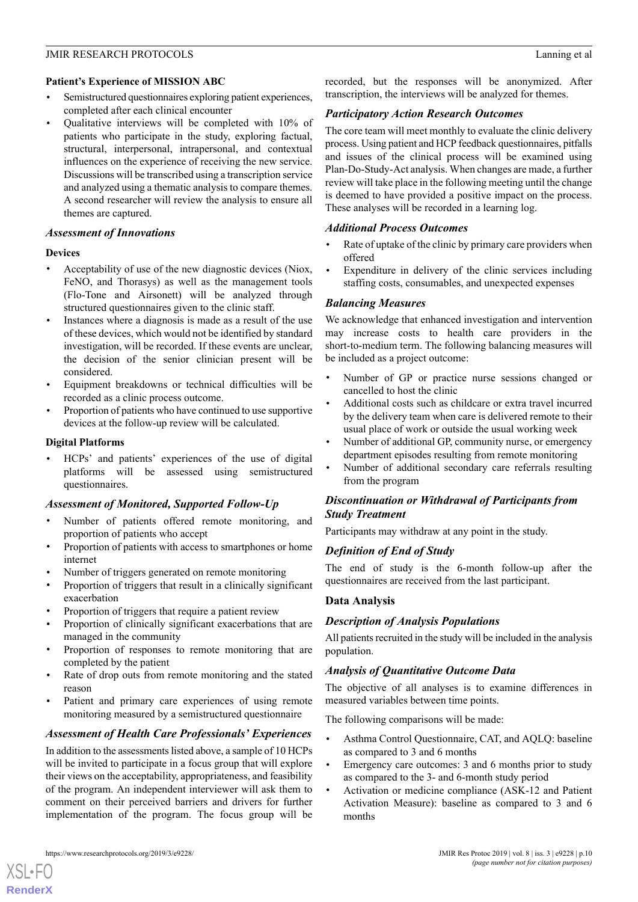### Patient's Experience of MISSION ABC

- Semistructured questionnaires exploring patient experiences, completed after each clinical encounter
- Qualitative interviews will be completed with 10% of patients who participate in the study, exploring factual, structural, interpersonal, intrapersonal, and contextual influences on the experience of receiving the new service. Discussions will be transcribed using a transcription service and analyzed using a thematic analysis to compare themes. A second researcher will review the analysis to ensure all themes are captured.

## *Assessment of Innovations*

### Devices

- Acceptability of use of the new diagnostic devices (Niox, FeNO, and Thorasys) as well as the management tools (Flo-Tone and Airsonett) will be analyzed through structured questionnaires given to the clinic staff.
- Instances where a diagnosis is made as a result of the use of these devices, which would not be identified by standard investigation, will be recorded. If these events are unclear, the decision of the senior clinician present will be considered.
- Equipment breakdowns or technical difficulties will be recorded as a clinic process outcome.
- Proportion of patients who have continued to use supportive devices at the follow-up review will be calculated.

### Digital Platforms

- HCPs' and patients' experiences of the use of digital platforms will be assessed using semistructured questionnaires.

## *Assessment of Monitored, Supported Follow-Up*

- Number of patients offered remote monitoring, and proportion of patients who accept
- Proportion of patients with access to smartphones or home internet
- Number of triggers generated on remote monitoring
- Proportion of triggers that result in a clinically significant exacerbation
- Proportion of triggers that require a patient review
- Proportion of clinically significant exacerbations that are managed in the community
- Proportion of responses to remote monitoring that are completed by the patient
- Rate of drop outs from remote monitoring and the stated reason
- Patient and primary care experiences of using remote monitoring measured by a semistructured questionnaire

## *Assessment of Health Care Professionals' Experiences*

In addition to the assessments listed above, a sample of 10 HCPs will be invited to participate in a focus group that will explore their views on the acceptability, appropriateness, and feasibility of the program. An independent interviewer will ask them to comment on their perceived barriers and drivers for further implementation of the program. The focus group will be recorded, but the responses will be anonymized. After transcription, the interviews will be analyzed for themes.

## *Participatory Action Research Outcomes*

The core team will meet monthly to evaluate the clinic delivery process. Using patient and HCP feedback questionnaires, pitfalls and issues of the clinical process will be examined using Plan-Do-Study-Act analysis. When changes are made, a further review will take place in the following meeting until the change is deemed to have provided a positive impact on the process. These analyses will be recorded in a learning log.

## *Additional Process Outcomes*

- Rate of uptake of the clinic by primary care providers when offered
- Expenditure in delivery of the clinic services including staffing costs, consumables, and unexpected expenses

## *Balancing Measures*

We acknowledge that enhanced investigation and intervention may increase costs to health care providers in the short-to-medium term. The following balancing measures will be included as a project outcome:

- Number of GP or practice nurse sessions changed or cancelled to host the clinic
- Additional costs such as childcare or extra travel incurred by the delivery team when care is delivered remote to their usual place of work or outside the usual working week
- Number of additional GP, community nurse, or emergency department episodes resulting from remote monitoring
- Number of additional secondary care referrals resulting from the program

## *Discontinuation or Withdrawal of Participants from Study Treatment*

Participants may withdraw at any point in the study.

## *Definition of End of Study*

The end of study is the 6-month follow-up after the questionnaires are received from the last participant.

# Data Analysis

## *Description of Analysis Populations*

All patients recruited in the study will be included in the analysis population.

## *Analysis of Quantitative Outcome Data*

The objective of all analyses is to examine differences in measured variables between time points.

The following comparisons will be made:

- Asthma Control Questionnaire, CAT, and AQLQ: baseline as compared to 3 and 6 months
- Emergency care outcomes: 3 and 6 months prior to study as compared to the 3- and 6-month study period
- Activation or medicine compliance (ASK-12 and Patient Activation Measure): baseline as compared to 3 and 6 months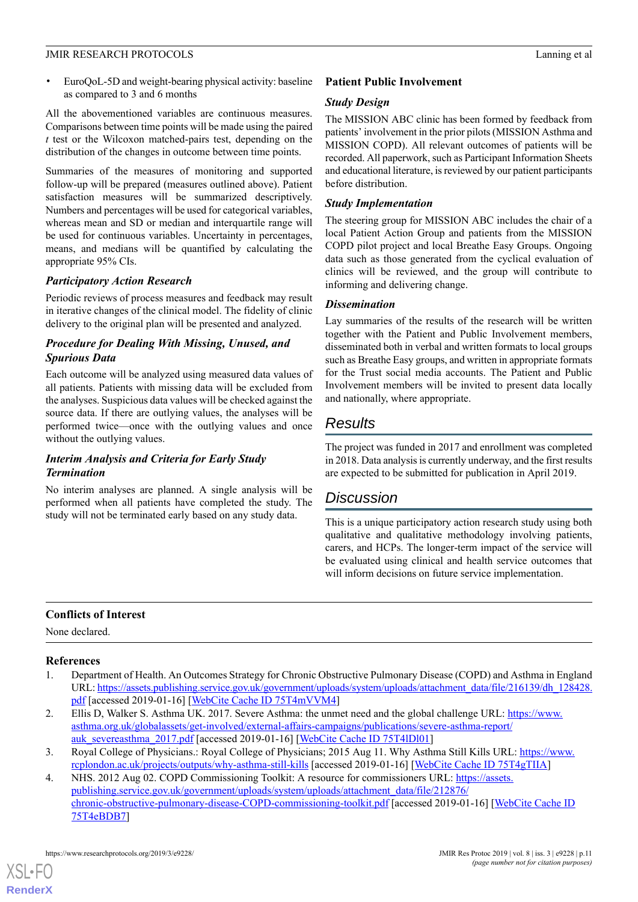- EuroQoL-5D and weight-bearing physical activity: baseline as compared to 3 and 6 months

All the abovementioned variables are continuous measures. Comparisons between time points will be made using the paired *t* test or the Wilcoxon matched-pairs test, depending on the distribution of the changes in outcome between time points.

Summaries of the measures of monitoring and supported follow-up will be prepared (measures outlined above). Patient satisfaction measures will be summarized descriptively. Numbers and percentages will be used for categorical variables, whereas mean and SD or median and interquartile range will be used for continuous variables. Uncertainty in percentages, means, and medians will be quantified by calculating the appropriate 95% CIs.

### *Participatory Action Research*

Periodic reviews of process measures and feedback may result in iterative changes of the clinical model. The fidelity of clinic delivery to the original plan will be presented and analyzed.

### *Procedure for Dealing With Missing, Unused, and Spurious Data*

Each outcome will be analyzed using measured data values of all patients. Patients with missing data will be excluded from the analyses. Suspicious data values will be checked against the source data. If there are outlying values, the analyses will be performed twice—once with the outlying values and once without the outlying values.

### *Interim Analysis and Criteria for Early Study Termination*

No interim analyses are planned. A single analysis will be performed when all patients have completed the study. The study will not be terminated early based on any study data.

## Patient Public Involvement

### *Study Design*

The MISSION ABC clinic has been formed by feedback from patients' involvement in the prior pilots (MISSION Asthma and MISSION COPD). All relevant outcomes of patients will be recorded. All paperwork, such as Participant Information Sheets and educational literature, is reviewed by our patient participants before distribution.

### *Study Implementation*

The steering group for MISSION ABC includes the chair of a local Patient Action Group and patients from the MISSION COPD pilot project and local Breathe Easy Groups. Ongoing data such as those generated from the cyclical evaluation of clinics will be reviewed, and the group will contribute to informing and delivering change.

### *Dissemination*

Lay summaries of the results of the research will be written together with the Patient and Public Involvement members, disseminated both in verbal and written formats to local groups such as Breathe Easy groups, and written in appropriate formats for the Trust social media accounts. The Patient and Public Involvement members will be invited to present data locally and nationally, where appropriate.

# Results

The project was funded in 2017 and enrollment was completed in 2018. Data analysis is currently underway, and the first results are expected to be submitted for publication in April 2019.

# Discussion

This is a unique participatory action research study using both qualitative and qualitative methodology involving patients, carers, and HCPs. The longer-term impact of the service will be evaluated using clinical and health service outcomes that will inform decisions on future service implementation.

## Conflicts of Interest

None declared.

## References

1. Department of Health. An Outcomes Strategy for Chronic Obstructive Pulmonary Disease (COPD) and Asthma in England URL: https://assets.publishing.service.gov.uk/government/uploads/system/uploads/attachment_data/file/216139/dh_128428.pdf [accessed 2019-01-16] [WebCite Cache ID 75T4mVVM4]
2. Ellis D, Walker S. Asthma UK. 2017. Severe Asthma: the unmet need and the global challenge URL: https://www.asthma.org.uk/globalassets/get-involved/external-affairs-campaigns/publications/severe-asthma-report/auk_severeasthma_2017.pdf [accessed 2019-01-16] [WebCite Cache ID 75T4lDl01]
3. Royal College of Physicians.: Royal College of Physicians; 2015 Aug 11. Why Asthma Still Kills URL: https://www.rcplondon.ac.uk/projects/outputs/why-asthma-still-kills [accessed 2019-01-16] [WebCite Cache ID 75T4gTIIA]
4. NHS. 2012 Aug 02. COPD Commissioning Toolkit: A resource for commissioners URL: https://assets.publishing.service.gov.uk/government/uploads/system/uploads/attachment_data/file/212876/chronic-obstructive-pulmonary-disease-COPD-commissioning-toolkit.pdf [accessed 2019-01-16] [WebCite Cache ID 75T4eBDB7]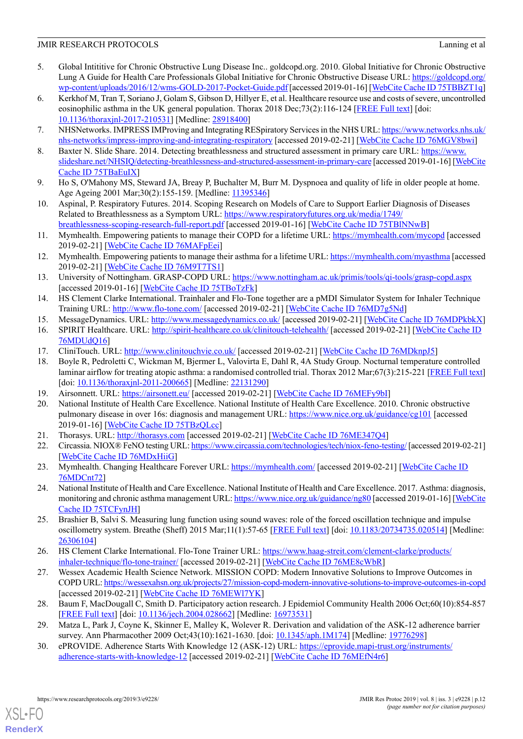5. Global Intititive for Chronic Obstructive Lung Disease Inc.. goldcopd.org. 2010. Global Initiative for Chronic Obstructive Lung A Guide for Health Care Professionals Global Initiative for Chronic Obstructive Disease URL: https://goldcopd.org/wp-content/uploads/2016/12/wms-GOLD-2017-Pocket-Guide.pdf [accessed 2019-01-16] [WebCite Cache ID 75TBBZT1q]
6. Kerkhof M, Tran T, Soriano J, Golam S, Gibson D, Hillyer E, et al. Healthcare resource use and costs of severe, uncontrolled eosinophilic asthma in the UK general population. Thorax 2018 Dec;73(2):116-124 [FREE Full text] [doi: 10.1136/thoraxjnl-2017-210531] [Medline: 28918400]
7. NHSNetworks. IMPRESS IMProving and Integrating RESpiratory Services in the NHS URL: https://www.networks.nhs.uk/nhs-networks/impress-improving-and-integrating-respiratory [accessed 2019-02-21] [WebCite Cache ID 76MGV8bwi]
8. Baxter N. Slide Share. 2014. Detecting breathlessness and structured assessment in primary care URL: https://www.slideshare.net/NHSIQ/detecting-breathlessness-and-structured-assessment-in-primary-care [accessed 2019-01-16] [WebCite Cache ID 75TBaEuIX]
9. Ho S, O'Mahony MS, Steward JA, Breay P, Buchalter M, Burr M. Dyspnoea and quality of life in older people at home. Age Ageing 2001 Mar;30(2):155-159. [Medline: 11395346]
10. Aspinal, P. Respiratory Futures. 2014. Scoping Research on Models of Care to Support Earlier Diagnosis of Diseases Related to Breathlessness as a Symptom URL: https://www.respiratoryfutures.org.uk/media/1749/breathlessness-scoping-research-full-report.pdf [accessed 2019-01-16] [WebCite Cache ID 75TBlNNwB]
11. Mymhealth. Empowering patients to manage their COPD for a lifetime URL: https://mymhealth.com/mycopd [accessed 2019-02-21] [WebCite Cache ID 76MAFpEei]
12. Mymhealth. Empowering patients to manage their asthma for a lifetime URL: https://mymhealth.com/myasthma [accessed 2019-02-21] [WebCite Cache ID 76M9T7TS1]
13. University of Nottingham. GRASP-COPD URL: https://www.nottingham.ac.uk/primis/tools/qi-tools/grasp-copd.aspx [accessed 2019-01-16] [WebCite Cache ID 75TBoTzFk]
14. HS Clement Clarke International. Trainhaler and Flo-Tone together are a pMDI Simulator System for Inhaler Technique Training URL: http://www.flo-tone.com/ [accessed 2019-02-21] [WebCite Cache ID 76MD7g5Nd]
15. MessageDynamics. URL: http://www.messagedynamics.co.uk/ [accessed 2019-02-21] [WebCite Cache ID 76MDPkbkX]
16. SPIRIT Healthcare. URL: http://spirit-healthcare.co.uk/clinitouch-telehealth/ [accessed 2019-02-21] [WebCite Cache ID 76MDUdQ16]
17. CliniTouch. URL: http://www.clinitouchvie.co.uk/ [accessed 2019-02-21] [WebCite Cache ID 76MDknpJ5]
18. Boyle R, Pedroletti C, Wickman M, Bjermer L, Valovirta E, Dahl R, 4A Study Group. Nocturnal temperature controlled laminar airflow for treating atopic asthma: a randomised controlled trial. Thorax 2012 Mar;67(3):215-221 [FREE Full text] [doi: 10.1136/thoraxjnl-2011-200665] [Medline: 22131290]
19. Airsonnett. URL: https://airsonett.eu/ [accessed 2019-02-21] [WebCite Cache ID 76MEFy9bI]
20. National Institute of Health Care Excellence. National Institute of Health Care Excellence. 2010. Chronic obstructive pulmonary disease in over 16s: diagnosis and management URL: https://www.nice.org.uk/guidance/cg101 [accessed 2019-01-16] [WebCite Cache ID 75TBzQLcc]
21. Thorasys. URL: http://thorasys.com [accessed 2019-02-21] [WebCite Cache ID 76ME347Q4]
22. Circassia. NIOX® FeNO testing URL: https://www.circassia.com/technologies/tech/niox-feno-testing/ [accessed 2019-02-21] [WebCite Cache ID 76MDxHiiG]
23. Mymhealth. Changing Healthcare Forever URL: https://mymhealth.com/ [accessed 2019-02-21] [WebCite Cache ID 76MDCnt72]
24. National Institute of Health and Care Excellence. National Institute of Health and Care Excellence. 2017. Asthma: diagnosis, monitoring and chronic asthma management URL: https://www.nice.org.uk/guidance/ng80 [accessed 2019-01-16] [WebCite Cache ID 75TCFynJH]
25. Brashier B, Salvi S. Measuring lung function using sound waves: role of the forced oscillation technique and impulse oscillometry system. Breathe (Sheff) 2015 Mar;11(1):57-65 [FREE Full text] [doi: 10.1183/20734735.020514] [Medline: 26306104]
26. HS Clement Clarke International. Flo-Tone Trainer URL: https://www.haag-streit.com/clement-clarke/products/inhaler-technique/flo-tone-trainer/ [accessed 2019-02-21] [WebCite Cache ID 76ME8cWbR]
27. Wessex Academic Health Science Network. MISSION COPD: Modern Innovative Solutions to Improve Outcomes in COPD URL: https://wessexahsn.org.uk/projects/27/mission-copd-modern-innovative-solutions-to-improve-outcomes-in-copd [accessed 2019-02-21] [WebCite Cache ID 76MEWl7YK]
28. Baum F, MacDougall C, Smith D. Participatory action research. J Epidemiol Community Health 2006 Oct;60(10):854-857 [FREE Full text] [doi: 10.1136/jech.2004.028662] [Medline: 16973531]
29. Matza L, Park J, Coyne K, Skinner E, Malley K, Wolever R. Derivation and validation of the ASK-12 adherence barrier survey. Ann Pharmacother 2009 Oct;43(10):1621-1630. [doi: 10.1345/aph.1M174] [Medline: 19776298]
30. ePROVIDE. Adherence Starts With Knowledge 12 (ASK-12) URL: https://eprovide.mapi-trust.org/instruments/adherence-starts-with-knowledge-12 [accessed 2019-02-21] [WebCite Cache ID 76MEfN4r6]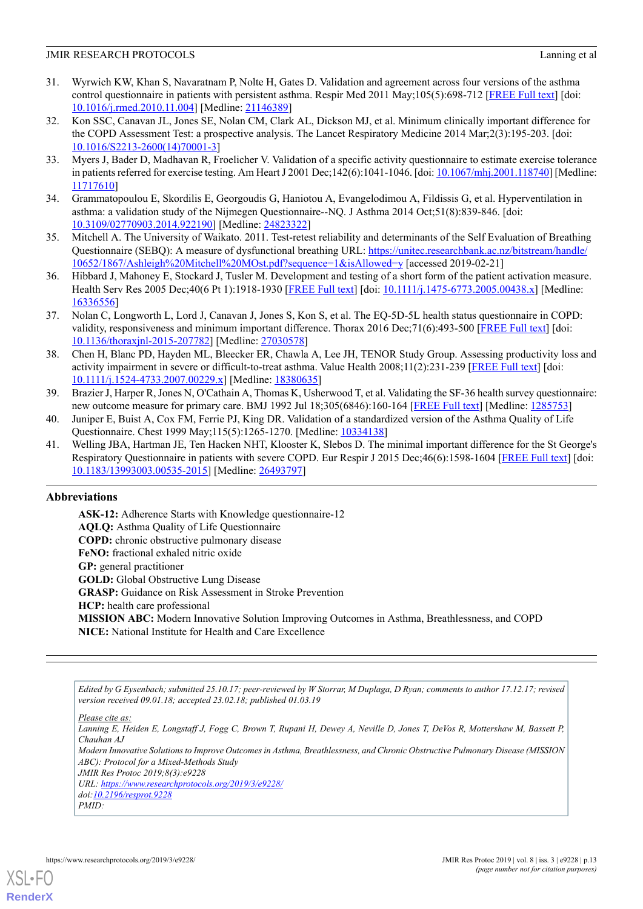31. Wyrwich KW, Khan S, Navaratnam P, Nolte H, Gates D. Validation and agreement across four versions of the asthma control questionnaire in patients with persistent asthma. Respir Med 2011 May;105(5):698-712 [FREE Full text] [doi: 10.1016/j.rmed.2010.11.004] [Medline: 21146389]
32. Kon SSC, Canavan JL, Jones SE, Nolan CM, Clark AL, Dickson MJ, et al. Minimum clinically important difference for the COPD Assessment Test: a prospective analysis. The Lancet Respiratory Medicine 2014 Mar;2(3):195-203. [doi: 10.1016/S2213-2600(14)70001-3]
33. Myers J, Bader D, Madhavan R, Froelicher V. Validation of a specific activity questionnaire to estimate exercise tolerance in patients referred for exercise testing. Am Heart J 2001 Dec;142(6):1041-1046. [doi: 10.1067/mhj.2001.118740] [Medline: 11717610]
34. Grammatopoulou E, Skordilis E, Georgoudis G, Haniotou A, Evangelodimou A, Fildissis G, et al. Hyperventilation in asthma: a validation study of the Nijmegen Questionnaire--NQ. J Asthma 2014 Oct;51(8):839-846. [doi: 10.3109/02770903.2014.922190] [Medline: 24823322]
35. Mitchell A. The University of Waikato. 2011. Test-retest reliability and determinants of the Self Evaluation of Breathing Questionnaire (SEBQ): A measure of dysfunctional breathing URL: https://unitec.researchbank.ac.nz/bitstream/handle/10652/1867/Ashleigh%20Mitchell%20MOst.pdf?sequence=1&isAllowed=y [accessed 2019-02-21]
36. Hibbard J, Mahoney E, Stockard J, Tusler M. Development and testing of a short form of the patient activation measure. Health Serv Res 2005 Dec;40(6 Pt 1):1918-1930 [FREE Full text] [doi: 10.1111/j.1475-6773.2005.00438.x] [Medline: 16336556]
37. Nolan C, Longworth L, Lord J, Canavan J, Jones S, Kon S, et al. The EQ-5D-5L health status questionnaire in COPD: validity, responsiveness and minimum important difference. Thorax 2016 Dec;71(6):493-500 [FREE Full text] [doi: 10.1136/thoraxjnl-2015-207782] [Medline: 27030578]
38. Chen H, Blanc PD, Hayden ML, Bleecker ER, Chawla A, Lee JH, TENOR Study Group. Assessing productivity loss and activity impairment in severe or difficult-to-treat asthma. Value Health 2008;11(2):231-239 [FREE Full text] [doi: 10.1111/j.1524-4733.2007.00229.x] [Medline: 18380635]
39. Brazier J, Harper R, Jones N, O'Cathain A, Thomas K, Usherwood T, et al. Validating the SF-36 health survey questionnaire: new outcome measure for primary care. BMJ 1992 Jul 18;305(6846):160-164 [FREE Full text] [Medline: 1285753]
40. Juniper E, Buist A, Cox FM, Ferrie PJ, King DR. Validation of a standardized version of the Asthma Quality of Life Questionnaire. Chest 1999 May;115(5):1265-1270. [Medline: 10334138]
41. Welling JBA, Hartman JE, Ten Hacken NHT, Klooster K, Slebos D. The minimal important difference for the St George's Respiratory Questionnaire in patients with severe COPD. Eur Respir J 2015 Dec;46(6):1598-1604 [FREE Full text] [doi: 10.1183/13993003.00535-2015] [Medline: 26493797]

## Abbreviations

**ASK-12:** Adherence Starts with Knowledge questionnaire-12
**AQLQ:** Asthma Quality of Life Questionnaire
**COPD:** chronic obstructive pulmonary disease
**FeNO:** fractional exhaled nitric oxide
**GP:** general practitioner
**GOLD:** Global Obstructive Lung Disease
**GRASP:** Guidance on Risk Assessment in Stroke Prevention
**HCP:** health care professional
**MISSION ABC:** Modern Innovative Solution Improving Outcomes in Asthma, Breathlessness, and COPD
**NICE:** National Institute for Health and Care Excellence

*Edited by G Eysenbach; submitted 25.10.17; peer-reviewed by W Storrar, M Duplaga, D Ryan; comments to author 17.12.17; revised version received 09.01.18; accepted 23.02.18; published 01.03.19*

*Please cite as:*
*Lanning E, Heiden E, Longstaff J, Fogg C, Brown T, Rupani H, Dewey A, Neville D, Jones T, DeVos R, Mottershaw M, Bassett P, Chauhan AJ*
*Modern Innovative Solutions to Improve Outcomes in Asthma, Breathlessness, and Chronic Obstructive Pulmonary Disease (MISSION ABC): Protocol for a Mixed-Methods Study*
*JMIR Res Protoc 2019;8(3):e9228*
*URL: https://www.researchprotocols.org/2019/3/e9228/*
*doi:10.2196/resprot.9228*
*PMID:*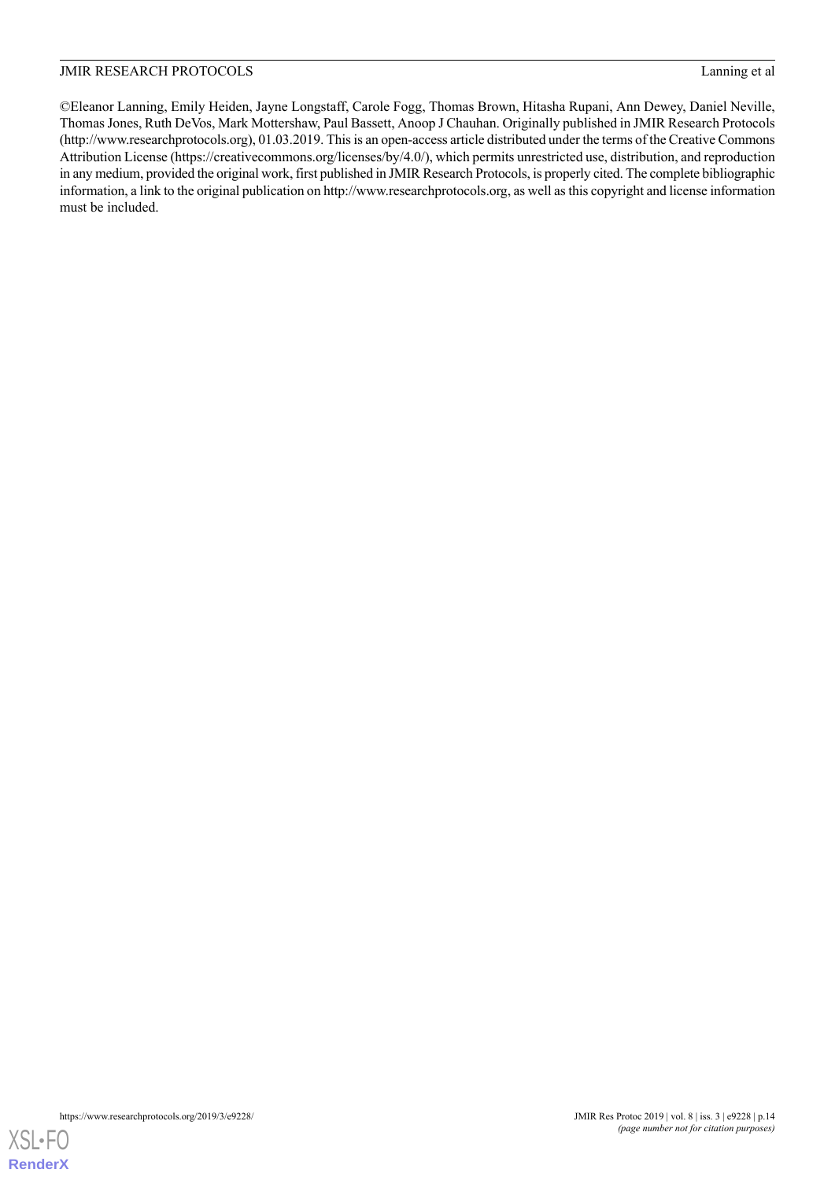©Eleanor Lanning, Emily Heiden, Jayne Longstaff, Carole Fogg, Thomas Brown, Hitasha Rupani, Ann Dewey, Daniel Neville, Thomas Jones, Ruth DeVos, Mark Mottershaw, Paul Bassett, Anoop J Chauhan. Originally published in JMIR Research Protocols (http://www.researchprotocols.org), 01.03.2019. This is an open-access article distributed under the terms of the Creative Commons Attribution License (https://creativecommons.org/licenses/by/4.0/), which permits unrestricted use, distribution, and reproduction in any medium, provided the original work, first published in JMIR Research Protocols, is properly cited. The complete bibliographic information, a link to the original publication on http://www.researchprotocols.org, as well as this copyright and license information must be included.